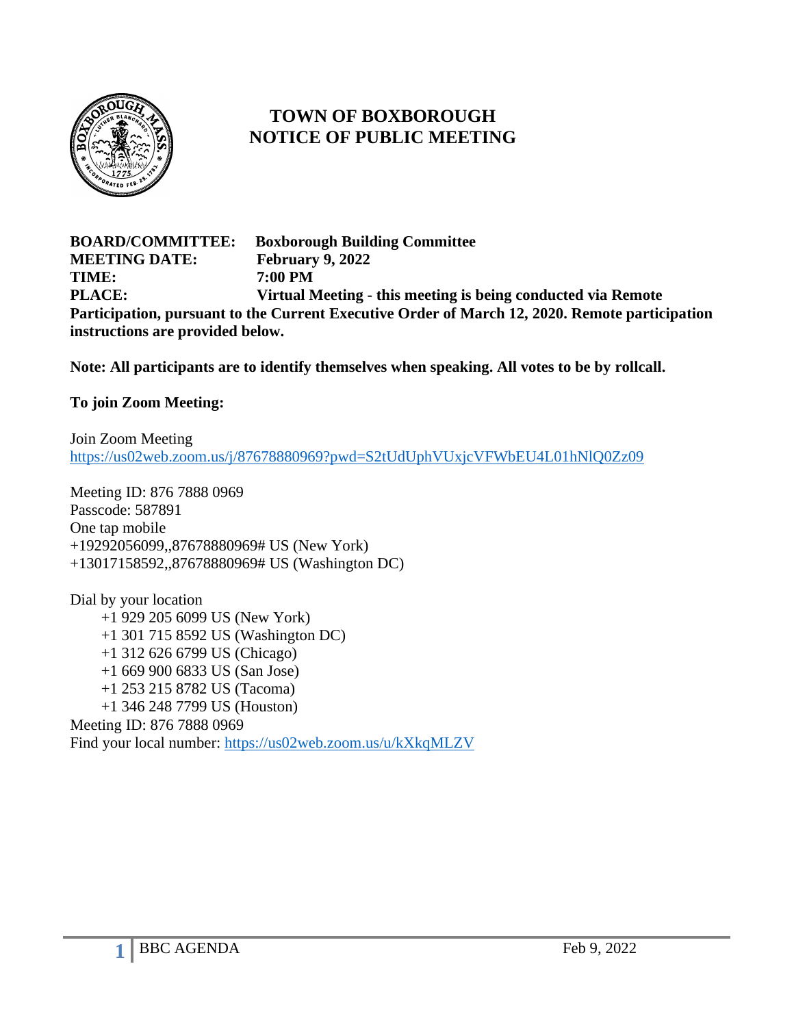# TOWN OF BOXBOROUGH
# NOTICE OF PUBLIC MEETING

**BOARD/COMMITTEE:** **Boxborough Building Committee**
**MEETING DATE:** **February 9, 2022**
**TIME:** **7:00 PM**
**PLACE:** **Virtual Meeting - this meeting is being conducted via Remote Participation, pursuant to the Current Executive Order of March 12, 2020. Remote participation instructions are provided below.**

**Note: All participants are to identify themselves when speaking. All votes to be by rollcall.**

**To join Zoom Meeting:**

Join Zoom Meeting
https://us02web.zoom.us/j/87678880969?pwd=S2tUdUphVUxjcVFWbEU4L01hNlQ0Zz09

Meeting ID: 876 7888 0969
Passcode: 587891
One tap mobile
+19292056099,,87678880969# US (New York)
+13017158592,,87678880969# US (Washington DC)

Dial by your location
+1 929 205 6099 US (New York)
+1 301 715 8592 US (Washington DC)
+1 312 626 6799 US (Chicago)
+1 669 900 6833 US (San Jose)
+1 253 215 8782 US (Tacoma)
+1 346 248 7799 US (Houston)
Meeting ID: 876 7888 0969
Find your local number: https://us02web.zoom.us/u/kXkqMLZV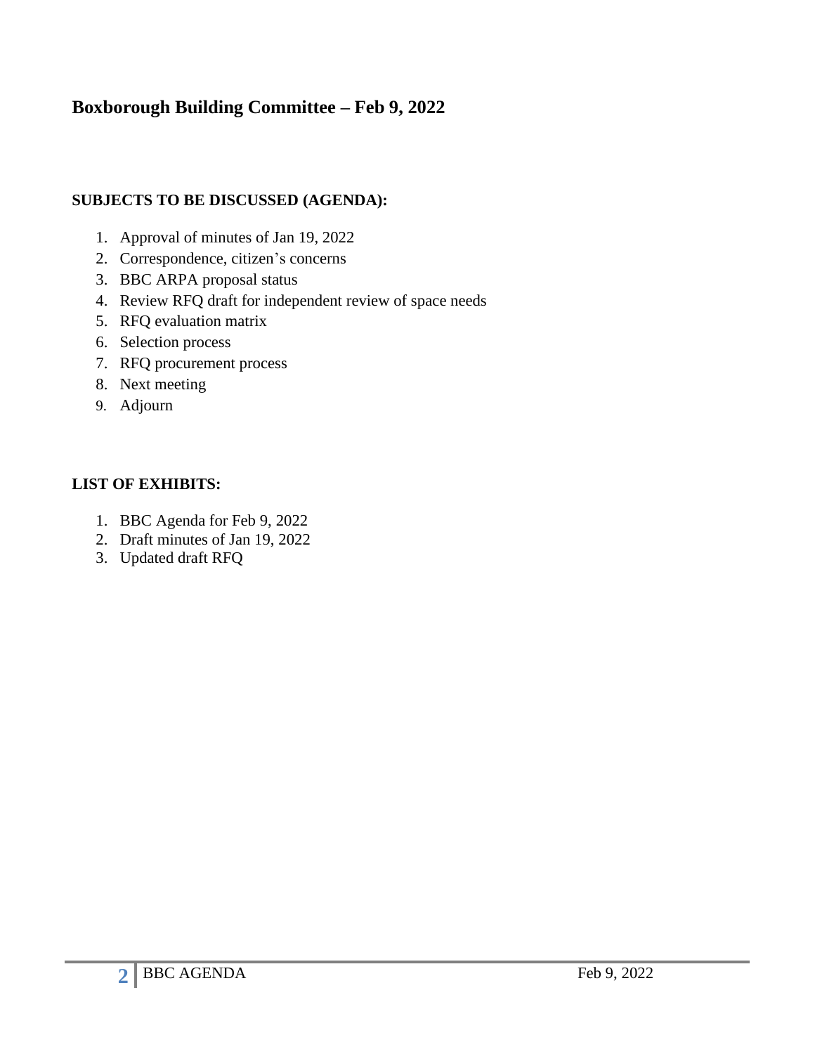## Boxborough Building Committee – Feb 9, 2022

**SUBJECTS TO BE DISCUSSED (AGENDA):**

1. Approval of minutes of Jan 19, 2022
2. Correspondence, citizen's concerns
3. BBC ARPA proposal status
4. Review RFQ draft for independent review of space needs
5. RFQ evaluation matrix
6. Selection process
7. RFQ procurement process
8. Next meeting
9. Adjourn

**LIST OF EXHIBITS:**

1. BBC Agenda for Feb 9, 2022
2. Draft minutes of Jan 19, 2022
3. Updated draft RFQ